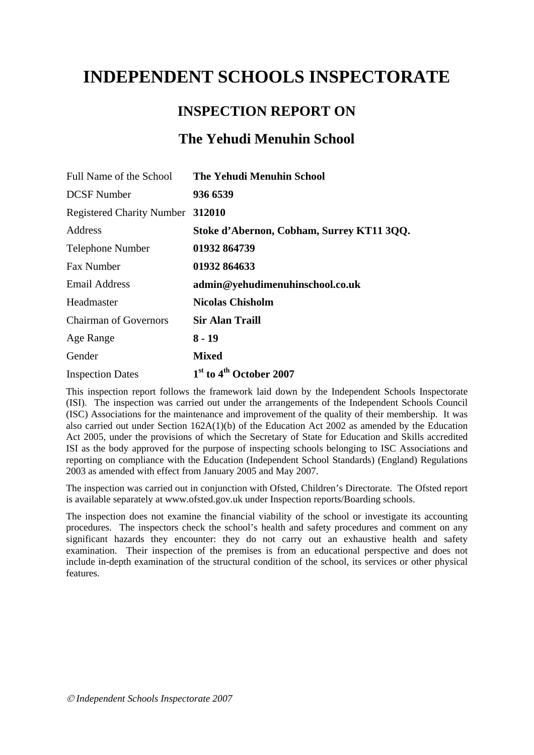# INDEPENDENT SCHOOLS INSPECTORATE

## INSPECTION REPORT ON

## The Yehudi Menuhin School

| | |
|---|---|
| Full Name of the School | **The Yehudi Menuhin School** |
| DCSF Number | **936 6539** |
| Registered Charity Number | **312010** |
| Address | **Stoke d'Abernon, Cobham, Surrey KT11 3QQ.** |
| Telephone Number | **01932 864739** |
| Fax Number | **01932 864633** |
| Email Address | **admin@yehudimenuhinschool.co.uk** |
| Headmaster | **Nicolas Chisholm** |
| Chairman of Governors | **Sir Alan Traill** |
| Age Range | **8 - 19** |
| Gender | **Mixed** |
| Inspection Dates | **1st to 4th October 2007** |

This inspection report follows the framework laid down by the Independent Schools Inspectorate (ISI). The inspection was carried out under the arrangements of the Independent Schools Council (ISC) Associations for the maintenance and improvement of the quality of their membership. It was also carried out under Section 162A(1)(b) of the Education Act 2002 as amended by the Education Act 2005, under the provisions of which the Secretary of State for Education and Skills accredited ISI as the body approved for the purpose of inspecting schools belonging to ISC Associations and reporting on compliance with the Education (Independent School Standards) (England) Regulations 2003 as amended with effect from January 2005 and May 2007.

The inspection was carried out in conjunction with Ofsted, Children's Directorate. The Ofsted report is available separately at www.ofsted.gov.uk under Inspection reports/Boarding schools.

The inspection does not examine the financial viability of the school or investigate its accounting procedures. The inspectors check the school's health and safety procedures and comment on any significant hazards they encounter: they do not carry out an exhaustive health and safety examination. Their inspection of the premises is from an educational perspective and does not include in-depth examination of the structural condition of the school, its services or other physical features.

*© Independent Schools Inspectorate 2007*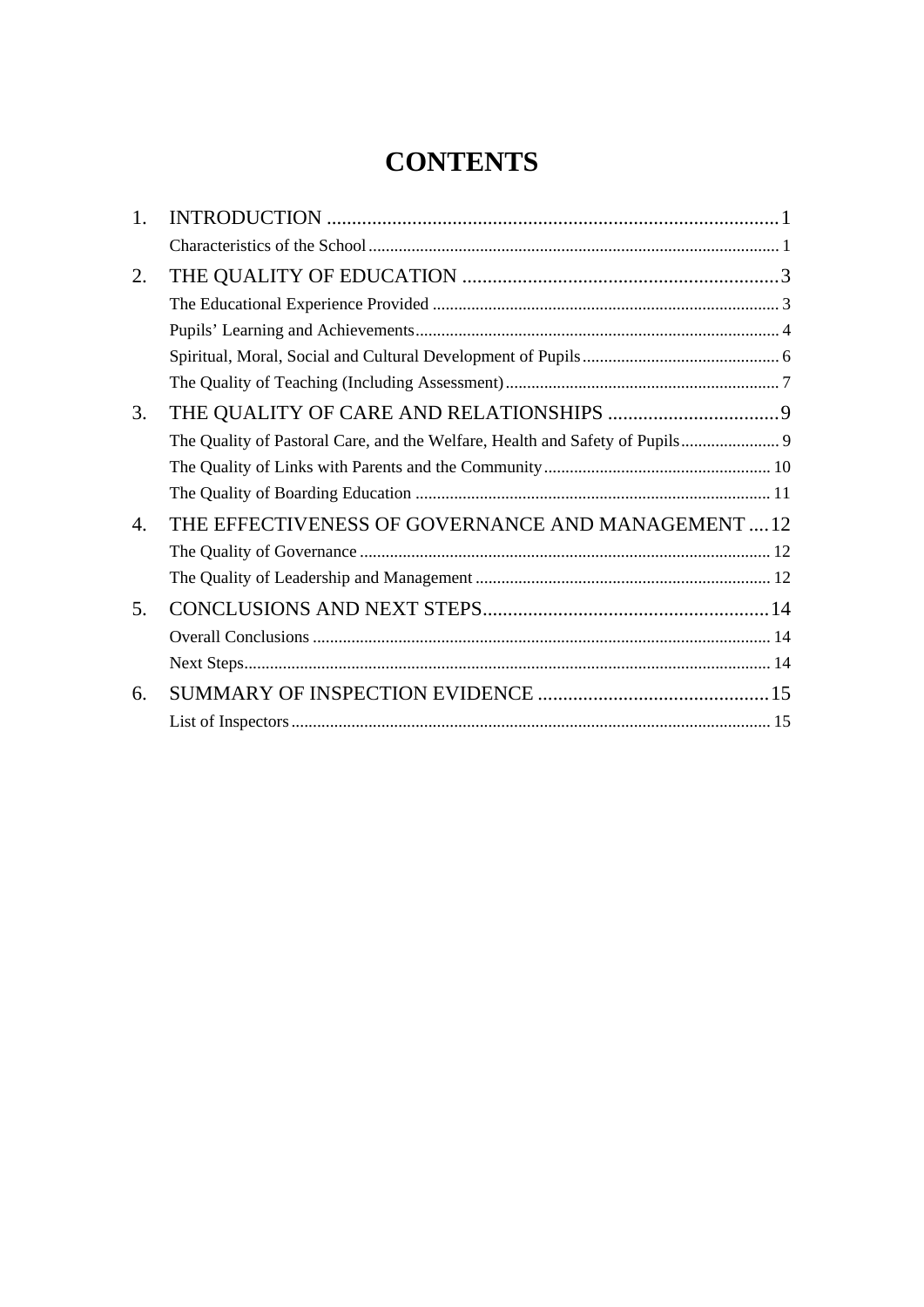# CONTENTS

1. INTRODUCTION ... 1
   - Characteristics of the School ... 1
2. THE QUALITY OF EDUCATION ... 3
   - The Educational Experience Provided ... 3
   - Pupils' Learning and Achievements ... 4
   - Spiritual, Moral, Social and Cultural Development of Pupils ... 6
   - The Quality of Teaching (Including Assessment) ... 7
3. THE QUALITY OF CARE AND RELATIONSHIPS ... 9
   - The Quality of Pastoral Care, and the Welfare, Health and Safety of Pupils ... 9
   - The Quality of Links with Parents and the Community ... 10
   - The Quality of Boarding Education ... 11
4. THE EFFECTIVENESS OF GOVERNANCE AND MANAGEMENT ... 12
   - The Quality of Governance ... 12
   - The Quality of Leadership and Management ... 12
5. CONCLUSIONS AND NEXT STEPS ... 14
   - Overall Conclusions ... 14
   - Next Steps ... 14
6. SUMMARY OF INSPECTION EVIDENCE ... 15
   - List of Inspectors ... 15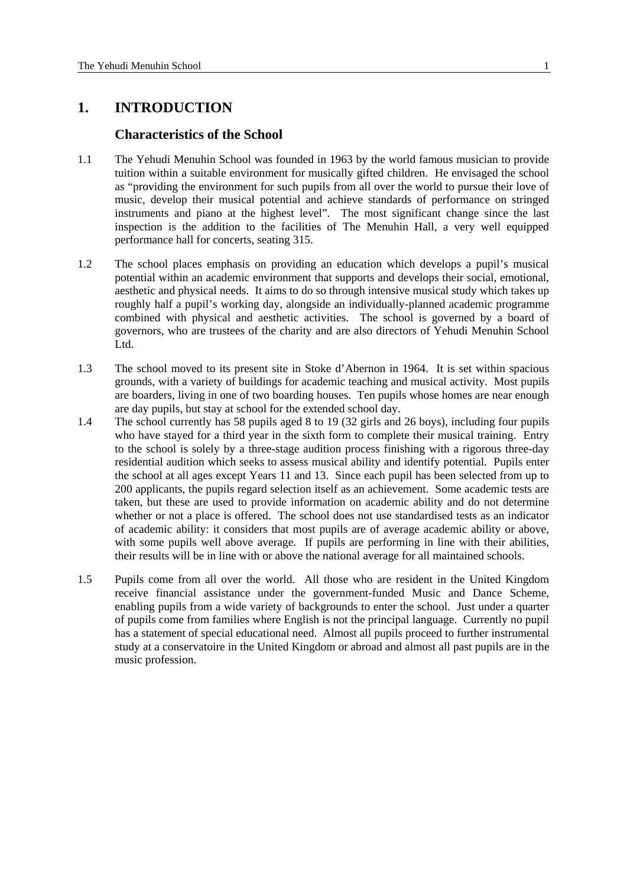# 1. INTRODUCTION

## Characteristics of the School

1.1 The Yehudi Menuhin School was founded in 1963 by the world famous musician to provide tuition within a suitable environment for musically gifted children. He envisaged the school as "providing the environment for such pupils from all over the world to pursue their love of music, develop their musical potential and achieve standards of performance on stringed instruments and piano at the highest level". The most significant change since the last inspection is the addition to the facilities of The Menuhin Hall, a very well equipped performance hall for concerts, seating 315.

1.2 The school places emphasis on providing an education which develops a pupil's musical potential within an academic environment that supports and develops their social, emotional, aesthetic and physical needs. It aims to do so through intensive musical study which takes up roughly half a pupil's working day, alongside an individually-planned academic programme combined with physical and aesthetic activities. The school is governed by a board of governors, who are trustees of the charity and are also directors of Yehudi Menuhin School Ltd.

1.3 The school moved to its present site in Stoke d'Abernon in 1964. It is set within spacious grounds, with a variety of buildings for academic teaching and musical activity. Most pupils are boarders, living in one of two boarding houses. Ten pupils whose homes are near enough are day pupils, but stay at school for the extended school day.

1.4 The school currently has 58 pupils aged 8 to 19 (32 girls and 26 boys), including four pupils who have stayed for a third year in the sixth form to complete their musical training. Entry to the school is solely by a three-stage audition process finishing with a rigorous three-day residential audition which seeks to assess musical ability and identify potential. Pupils enter the school at all ages except Years 11 and 13. Since each pupil has been selected from up to 200 applicants, the pupils regard selection itself as an achievement. Some academic tests are taken, but these are used to provide information on academic ability and do not determine whether or not a place is offered. The school does not use standardised tests as an indicator of academic ability: it considers that most pupils are of average academic ability or above, with some pupils well above average. If pupils are performing in line with their abilities, their results will be in line with or above the national average for all maintained schools.

1.5 Pupils come from all over the world. All those who are resident in the United Kingdom receive financial assistance under the government-funded Music and Dance Scheme, enabling pupils from a wide variety of backgrounds to enter the school. Just under a quarter of pupils come from families where English is not the principal language. Currently no pupil has a statement of special educational need. Almost all pupils proceed to further instrumental study at a conservatoire in the United Kingdom or abroad and almost all past pupils are in the music profession.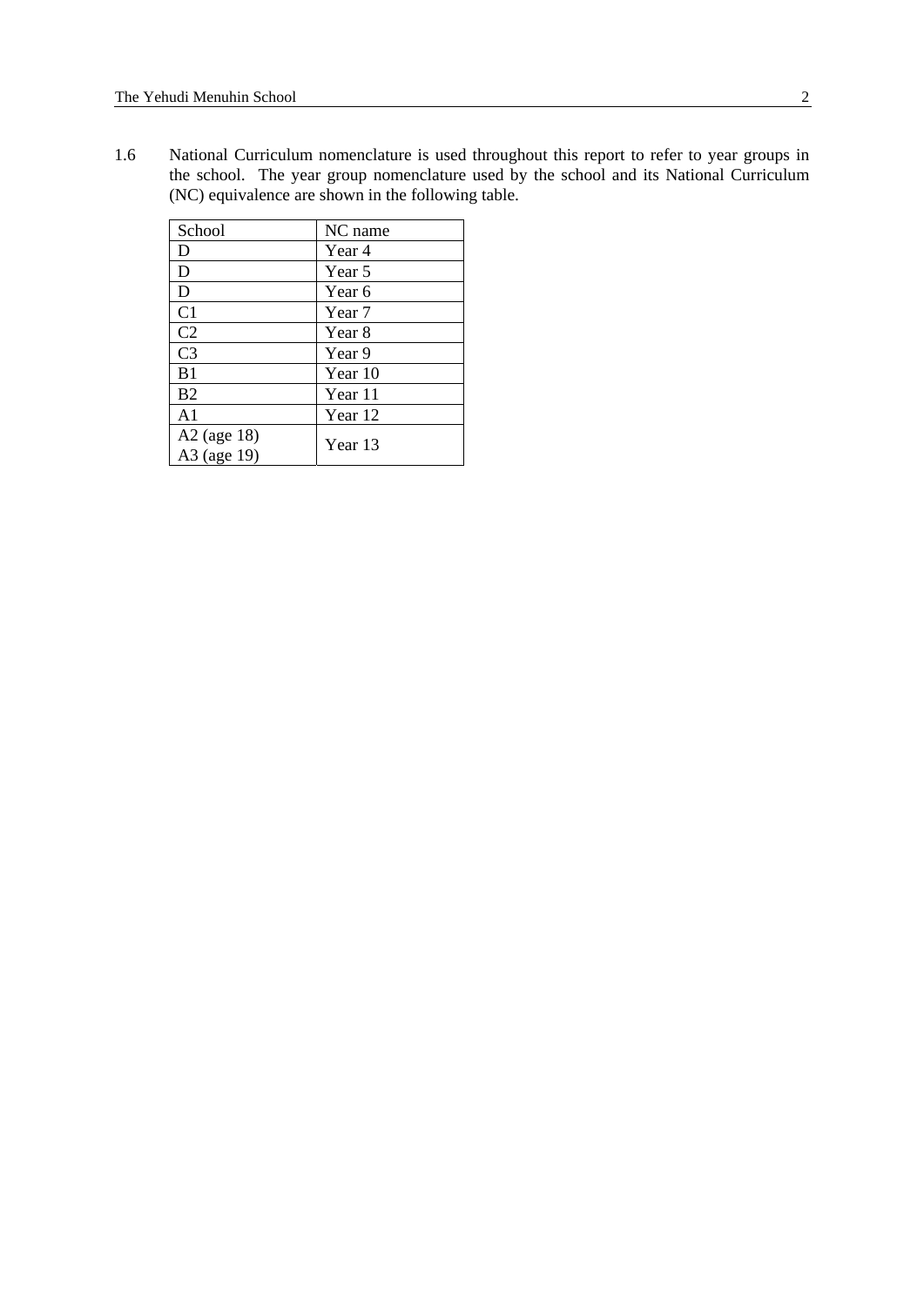1.6 National Curriculum nomenclature is used throughout this report to refer to year groups in the school. The year group nomenclature used by the school and its National Curriculum (NC) equivalence are shown in the following table.

| School | NC name |
|---|---|
| D | Year 4 |
| D | Year 5 |
| D | Year 6 |
| C1 | Year 7 |
| C2 | Year 8 |
| C3 | Year 9 |
| B1 | Year 10 |
| B2 | Year 11 |
| A1 | Year 12 |
| A2 (age 18)<br>A3 (age 19) | Year 13 |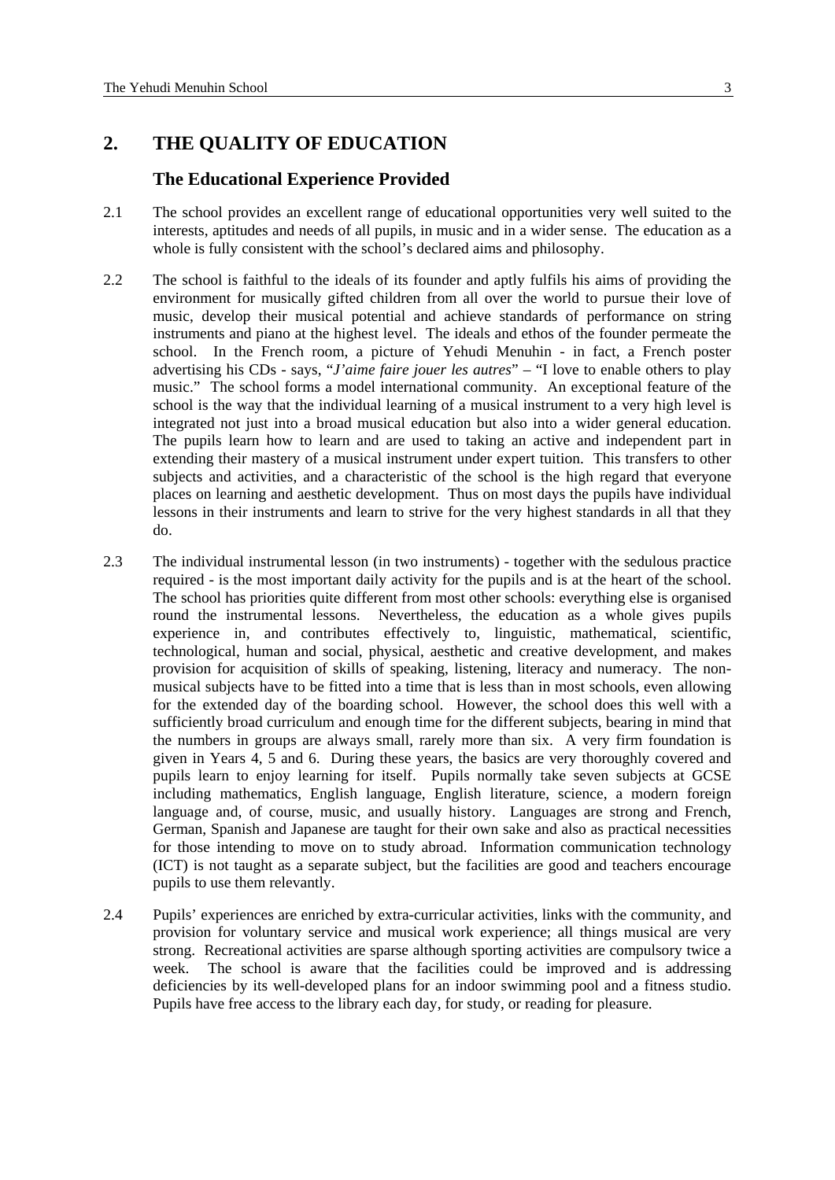## 2. THE QUALITY OF EDUCATION

### The Educational Experience Provided

2.1 The school provides an excellent range of educational opportunities very well suited to the interests, aptitudes and needs of all pupils, in music and in a wider sense. The education as a whole is fully consistent with the school's declared aims and philosophy.

2.2 The school is faithful to the ideals of its founder and aptly fulfils his aims of providing the environment for musically gifted children from all over the world to pursue their love of music, develop their musical potential and achieve standards of performance on string instruments and piano at the highest level. The ideals and ethos of the founder permeate the school. In the French room, a picture of Yehudi Menuhin - in fact, a French poster advertising his CDs - says, "*J'aime faire jouer les autres*" – "I love to enable others to play music." The school forms a model international community. An exceptional feature of the school is the way that the individual learning of a musical instrument to a very high level is integrated not just into a broad musical education but also into a wider general education. The pupils learn how to learn and are used to taking an active and independent part in extending their mastery of a musical instrument under expert tuition. This transfers to other subjects and activities, and a characteristic of the school is the high regard that everyone places on learning and aesthetic development. Thus on most days the pupils have individual lessons in their instruments and learn to strive for the very highest standards in all that they do.

2.3 The individual instrumental lesson (in two instruments) - together with the sedulous practice required - is the most important daily activity for the pupils and is at the heart of the school. The school has priorities quite different from most other schools: everything else is organised round the instrumental lessons. Nevertheless, the education as a whole gives pupils experience in, and contributes effectively to, linguistic, mathematical, scientific, technological, human and social, physical, aesthetic and creative development, and makes provision for acquisition of skills of speaking, listening, literacy and numeracy. The non-musical subjects have to be fitted into a time that is less than in most schools, even allowing for the extended day of the boarding school. However, the school does this well with a sufficiently broad curriculum and enough time for the different subjects, bearing in mind that the numbers in groups are always small, rarely more than six. A very firm foundation is given in Years 4, 5 and 6. During these years, the basics are very thoroughly covered and pupils learn to enjoy learning for itself. Pupils normally take seven subjects at GCSE including mathematics, English language, English literature, science, a modern foreign language and, of course, music, and usually history. Languages are strong and French, German, Spanish and Japanese are taught for their own sake and also as practical necessities for those intending to move on to study abroad. Information communication technology (ICT) is not taught as a separate subject, but the facilities are good and teachers encourage pupils to use them relevantly.

2.4 Pupils' experiences are enriched by extra-curricular activities, links with the community, and provision for voluntary service and musical work experience; all things musical are very strong. Recreational activities are sparse although sporting activities are compulsory twice a week. The school is aware that the facilities could be improved and is addressing deficiencies by its well-developed plans for an indoor swimming pool and a fitness studio. Pupils have free access to the library each day, for study, or reading for pleasure.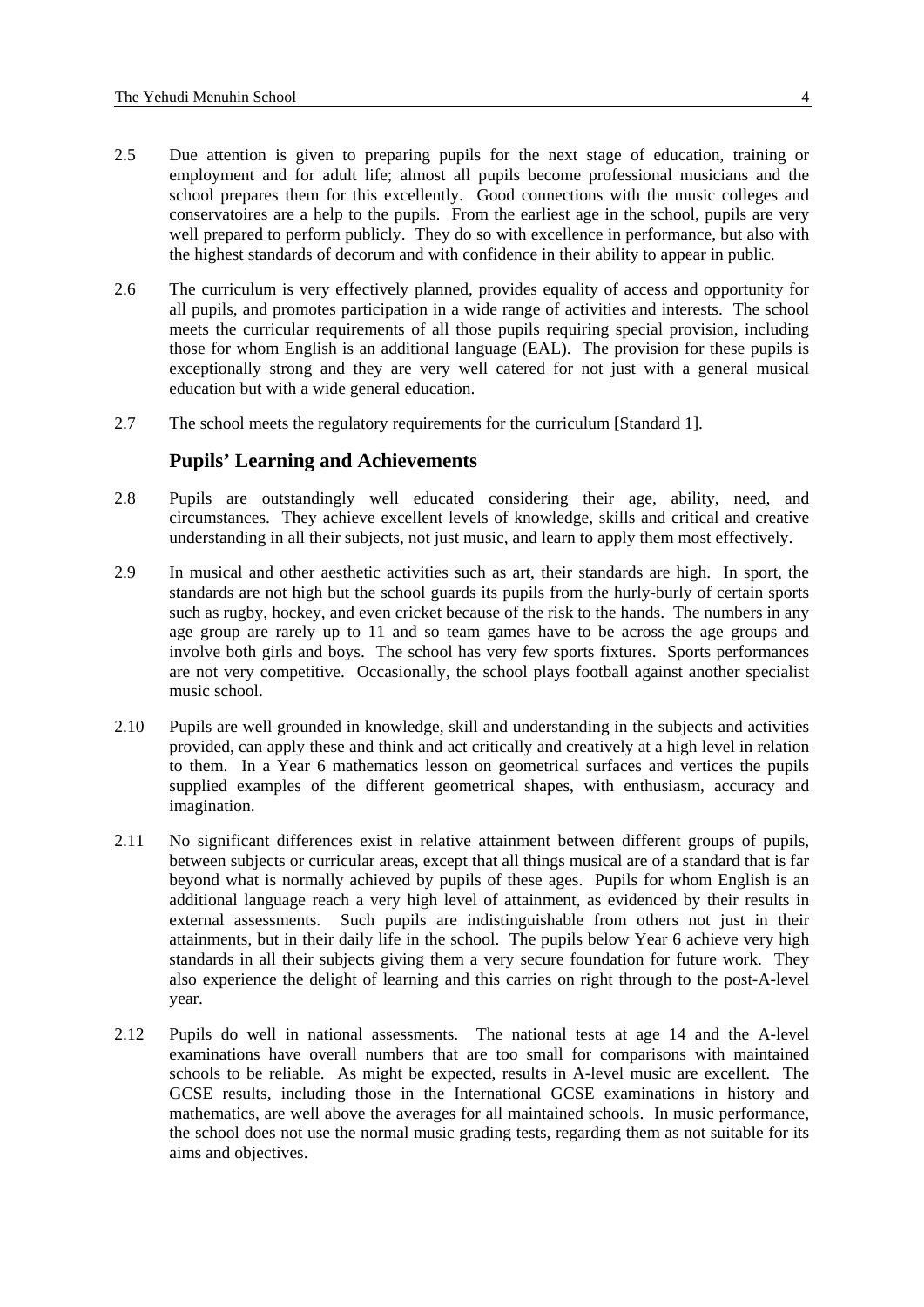2.5 Due attention is given to preparing pupils for the next stage of education, training or employment and for adult life; almost all pupils become professional musicians and the school prepares them for this excellently. Good connections with the music colleges and conservatoires are a help to the pupils. From the earliest age in the school, pupils are very well prepared to perform publicly. They do so with excellence in performance, but also with the highest standards of decorum and with confidence in their ability to appear in public.

2.6 The curriculum is very effectively planned, provides equality of access and opportunity for all pupils, and promotes participation in a wide range of activities and interests. The school meets the curricular requirements of all those pupils requiring special provision, including those for whom English is an additional language (EAL). The provision for these pupils is exceptionally strong and they are very well catered for not just with a general musical education but with a wide general education.

2.7 The school meets the regulatory requirements for the curriculum [Standard 1].

## Pupils' Learning and Achievements

2.8 Pupils are outstandingly well educated considering their age, ability, need, and circumstances. They achieve excellent levels of knowledge, skills and critical and creative understanding in all their subjects, not just music, and learn to apply them most effectively.

2.9 In musical and other aesthetic activities such as art, their standards are high. In sport, the standards are not high but the school guards its pupils from the hurly-burly of certain sports such as rugby, hockey, and even cricket because of the risk to the hands. The numbers in any age group are rarely up to 11 and so team games have to be across the age groups and involve both girls and boys. The school has very few sports fixtures. Sports performances are not very competitive. Occasionally, the school plays football against another specialist music school.

2.10 Pupils are well grounded in knowledge, skill and understanding in the subjects and activities provided, can apply these and think and act critically and creatively at a high level in relation to them. In a Year 6 mathematics lesson on geometrical surfaces and vertices the pupils supplied examples of the different geometrical shapes, with enthusiasm, accuracy and imagination.

2.11 No significant differences exist in relative attainment between different groups of pupils, between subjects or curricular areas, except that all things musical are of a standard that is far beyond what is normally achieved by pupils of these ages. Pupils for whom English is an additional language reach a very high level of attainment, as evidenced by their results in external assessments. Such pupils are indistinguishable from others not just in their attainments, but in their daily life in the school. The pupils below Year 6 achieve very high standards in all their subjects giving them a very secure foundation for future work. They also experience the delight of learning and this carries on right through to the post-A-level year.

2.12 Pupils do well in national assessments. The national tests at age 14 and the A-level examinations have overall numbers that are too small for comparisons with maintained schools to be reliable. As might be expected, results in A-level music are excellent. The GCSE results, including those in the International GCSE examinations in history and mathematics, are well above the averages for all maintained schools. In music performance, the school does not use the normal music grading tests, regarding them as not suitable for its aims and objectives.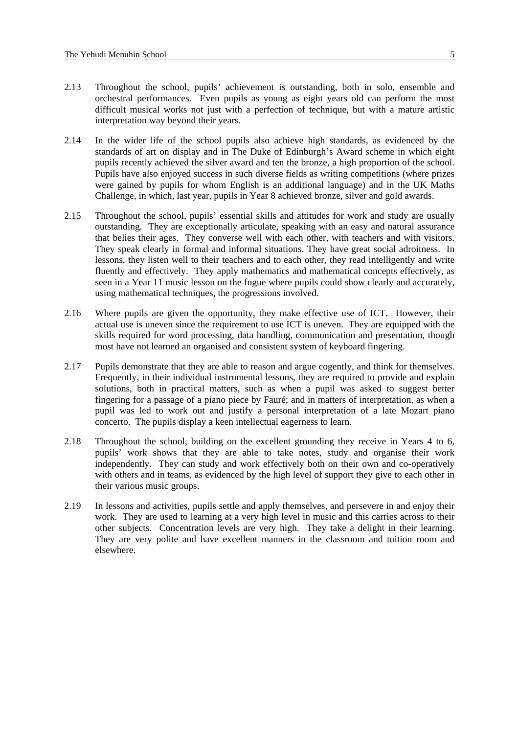2.13 Throughout the school, pupils' achievement is outstanding, both in solo, ensemble and orchestral performances. Even pupils as young as eight years old can perform the most difficult musical works not just with a perfection of technique, but with a mature artistic interpretation way beyond their years.

2.14 In the wider life of the school pupils also achieve high standards, as evidenced by the standards of art on display and in The Duke of Edinburgh's Award scheme in which eight pupils recently achieved the silver award and ten the bronze, a high proportion of the school. Pupils have also enjoyed success in such diverse fields as writing competitions (where prizes were gained by pupils for whom English is an additional language) and in the UK Maths Challenge, in which, last year, pupils in Year 8 achieved bronze, silver and gold awards.

2.15 Throughout the school, pupils' essential skills and attitudes for work and study are usually outstanding. They are exceptionally articulate, speaking with an easy and natural assurance that belies their ages. They converse well with each other, with teachers and with visitors. They speak clearly in formal and informal situations. They have great social adroitness. In lessons, they listen well to their teachers and to each other, they read intelligently and write fluently and effectively. They apply mathematics and mathematical concepts effectively, as seen in a Year 11 music lesson on the fugue where pupils could show clearly and accurately, using mathematical techniques, the progressions involved.

2.16 Where pupils are given the opportunity, they make effective use of ICT. However, their actual use is uneven since the requirement to use ICT is uneven. They are equipped with the skills required for word processing, data handling, communication and presentation, though most have not learned an organised and consistent system of keyboard fingering.

2.17 Pupils demonstrate that they are able to reason and argue cogently, and think for themselves. Frequently, in their individual instrumental lessons, they are required to provide and explain solutions, both in practical matters, such as when a pupil was asked to suggest better fingering for a passage of a piano piece by Fauré; and in matters of interpretation, as when a pupil was led to work out and justify a personal interpretation of a late Mozart piano concerto. The pupils display a keen intellectual eagerness to learn.

2.18 Throughout the school, building on the excellent grounding they receive in Years 4 to 6, pupils' work shows that they are able to take notes, study and organise their work independently. They can study and work effectively both on their own and co-operatively with others and in teams, as evidenced by the high level of support they give to each other in their various music groups.

2.19 In lessons and activities, pupils settle and apply themselves, and persevere in and enjoy their work. They are used to learning at a very high level in music and this carries across to their other subjects. Concentration levels are very high. They take a delight in their learning. They are very polite and have excellent manners in the classroom and tuition room and elsewhere.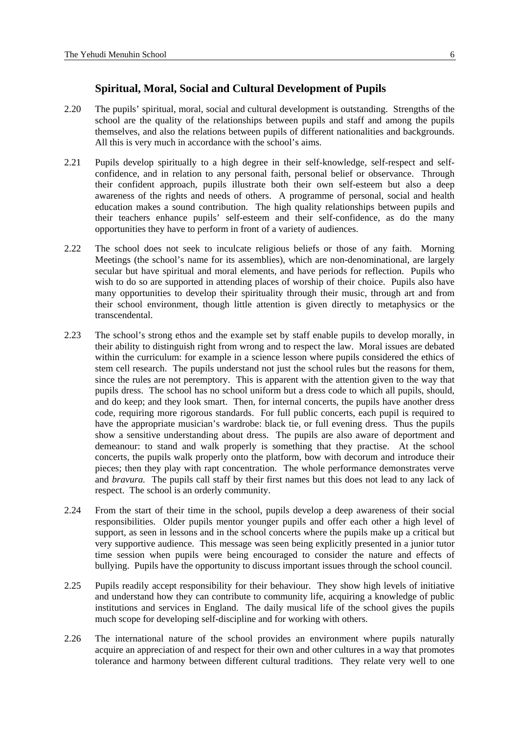### Spiritual, Moral, Social and Cultural Development of Pupils

2.20 The pupils' spiritual, moral, social and cultural development is outstanding. Strengths of the school are the quality of the relationships between pupils and staff and among the pupils themselves, and also the relations between pupils of different nationalities and backgrounds. All this is very much in accordance with the school's aims.

2.21 Pupils develop spiritually to a high degree in their self-knowledge, self-respect and self-confidence, and in relation to any personal faith, personal belief or observance. Through their confident approach, pupils illustrate both their own self-esteem but also a deep awareness of the rights and needs of others. A programme of personal, social and health education makes a sound contribution. The high quality relationships between pupils and their teachers enhance pupils' self-esteem and their self-confidence, as do the many opportunities they have to perform in front of a variety of audiences.

2.22 The school does not seek to inculcate religious beliefs or those of any faith. Morning Meetings (the school's name for its assemblies), which are non-denominational, are largely secular but have spiritual and moral elements, and have periods for reflection. Pupils who wish to do so are supported in attending places of worship of their choice. Pupils also have many opportunities to develop their spirituality through their music, through art and from their school environment, though little attention is given directly to metaphysics or the transcendental.

2.23 The school's strong ethos and the example set by staff enable pupils to develop morally, in their ability to distinguish right from wrong and to respect the law. Moral issues are debated within the curriculum: for example in a science lesson where pupils considered the ethics of stem cell research. The pupils understand not just the school rules but the reasons for them, since the rules are not peremptory. This is apparent with the attention given to the way that pupils dress. The school has no school uniform but a dress code to which all pupils, should, and do keep; and they look smart. Then, for internal concerts, the pupils have another dress code, requiring more rigorous standards. For full public concerts, each pupil is required to have the appropriate musician's wardrobe: black tie, or full evening dress. Thus the pupils show a sensitive understanding about dress. The pupils are also aware of deportment and demeanour: to stand and walk properly is something that they practise. At the school concerts, the pupils walk properly onto the platform, bow with decorum and introduce their pieces; then they play with rapt concentration. The whole performance demonstrates verve and *bravura.* The pupils call staff by their first names but this does not lead to any lack of respect. The school is an orderly community.

2.24 From the start of their time in the school, pupils develop a deep awareness of their social responsibilities. Older pupils mentor younger pupils and offer each other a high level of support, as seen in lessons and in the school concerts where the pupils make up a critical but very supportive audience. This message was seen being explicitly presented in a junior tutor time session when pupils were being encouraged to consider the nature and effects of bullying. Pupils have the opportunity to discuss important issues through the school council.

2.25 Pupils readily accept responsibility for their behaviour. They show high levels of initiative and understand how they can contribute to community life, acquiring a knowledge of public institutions and services in England. The daily musical life of the school gives the pupils much scope for developing self-discipline and for working with others.

2.26 The international nature of the school provides an environment where pupils naturally acquire an appreciation of and respect for their own and other cultures in a way that promotes tolerance and harmony between different cultural traditions. They relate very well to one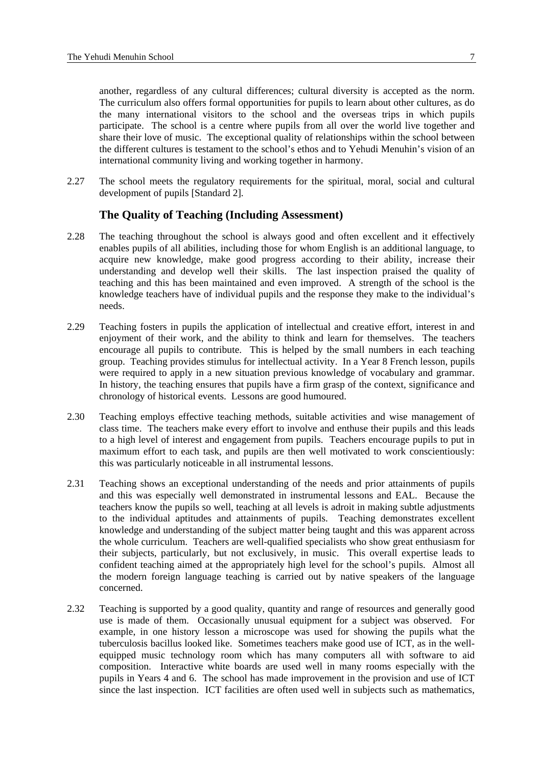another, regardless of any cultural differences; cultural diversity is accepted as the norm. The curriculum also offers formal opportunities for pupils to learn about other cultures, as do the many international visitors to the school and the overseas trips in which pupils participate. The school is a centre where pupils from all over the world live together and share their love of music. The exceptional quality of relationships within the school between the different cultures is testament to the school's ethos and to Yehudi Menuhin's vision of an international community living and working together in harmony.

2.27 The school meets the regulatory requirements for the spiritual, moral, social and cultural development of pupils [Standard 2].

### The Quality of Teaching (Including Assessment)

2.28 The teaching throughout the school is always good and often excellent and it effectively enables pupils of all abilities, including those for whom English is an additional language, to acquire new knowledge, make good progress according to their ability, increase their understanding and develop well their skills. The last inspection praised the quality of teaching and this has been maintained and even improved. A strength of the school is the knowledge teachers have of individual pupils and the response they make to the individual's needs.

2.29 Teaching fosters in pupils the application of intellectual and creative effort, interest in and enjoyment of their work, and the ability to think and learn for themselves. The teachers encourage all pupils to contribute. This is helped by the small numbers in each teaching group. Teaching provides stimulus for intellectual activity. In a Year 8 French lesson, pupils were required to apply in a new situation previous knowledge of vocabulary and grammar. In history, the teaching ensures that pupils have a firm grasp of the context, significance and chronology of historical events. Lessons are good humoured.

2.30 Teaching employs effective teaching methods, suitable activities and wise management of class time. The teachers make every effort to involve and enthuse their pupils and this leads to a high level of interest and engagement from pupils. Teachers encourage pupils to put in maximum effort to each task, and pupils are then well motivated to work conscientiously: this was particularly noticeable in all instrumental lessons.

2.31 Teaching shows an exceptional understanding of the needs and prior attainments of pupils and this was especially well demonstrated in instrumental lessons and EAL. Because the teachers know the pupils so well, teaching at all levels is adroit in making subtle adjustments to the individual aptitudes and attainments of pupils. Teaching demonstrates excellent knowledge and understanding of the subject matter being taught and this was apparent across the whole curriculum. Teachers are well-qualified specialists who show great enthusiasm for their subjects, particularly, but not exclusively, in music. This overall expertise leads to confident teaching aimed at the appropriately high level for the school's pupils. Almost all the modern foreign language teaching is carried out by native speakers of the language concerned.

2.32 Teaching is supported by a good quality, quantity and range of resources and generally good use is made of them. Occasionally unusual equipment for a subject was observed. For example, in one history lesson a microscope was used for showing the pupils what the tuberculosis bacillus looked like. Sometimes teachers make good use of ICT, as in the well-equipped music technology room which has many computers all with software to aid composition. Interactive white boards are used well in many rooms especially with the pupils in Years 4 and 6. The school has made improvement in the provision and use of ICT since the last inspection. ICT facilities are often used well in subjects such as mathematics,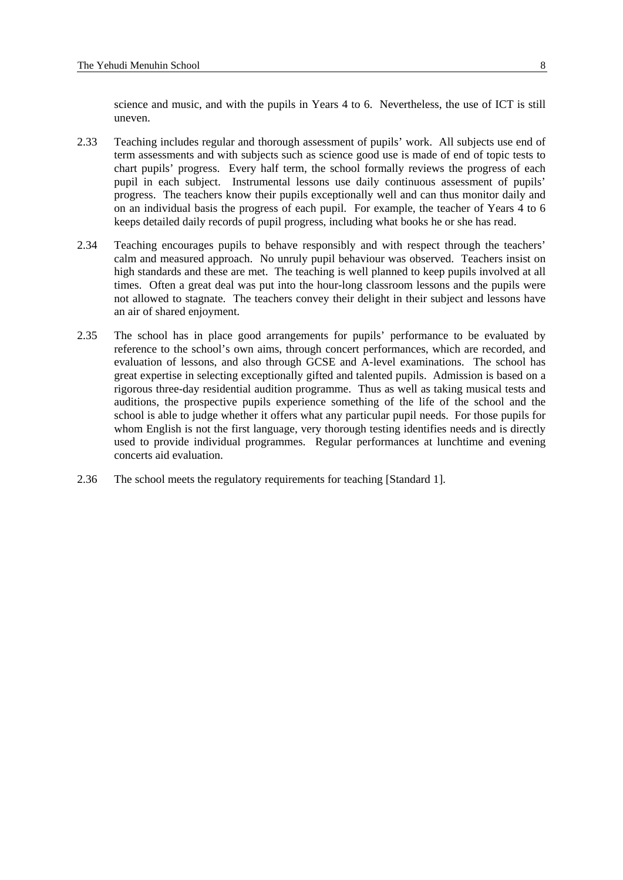science and music, and with the pupils in Years 4 to 6. Nevertheless, the use of ICT is still uneven.

2.33 Teaching includes regular and thorough assessment of pupils' work. All subjects use end of term assessments and with subjects such as science good use is made of end of topic tests to chart pupils' progress. Every half term, the school formally reviews the progress of each pupil in each subject. Instrumental lessons use daily continuous assessment of pupils' progress. The teachers know their pupils exceptionally well and can thus monitor daily and on an individual basis the progress of each pupil. For example, the teacher of Years 4 to 6 keeps detailed daily records of pupil progress, including what books he or she has read.

2.34 Teaching encourages pupils to behave responsibly and with respect through the teachers' calm and measured approach. No unruly pupil behaviour was observed. Teachers insist on high standards and these are met. The teaching is well planned to keep pupils involved at all times. Often a great deal was put into the hour-long classroom lessons and the pupils were not allowed to stagnate. The teachers convey their delight in their subject and lessons have an air of shared enjoyment.

2.35 The school has in place good arrangements for pupils' performance to be evaluated by reference to the school's own aims, through concert performances, which are recorded, and evaluation of lessons, and also through GCSE and A-level examinations. The school has great expertise in selecting exceptionally gifted and talented pupils. Admission is based on a rigorous three-day residential audition programme. Thus as well as taking musical tests and auditions, the prospective pupils experience something of the life of the school and the school is able to judge whether it offers what any particular pupil needs. For those pupils for whom English is not the first language, very thorough testing identifies needs and is directly used to provide individual programmes. Regular performances at lunchtime and evening concerts aid evaluation.

2.36 The school meets the regulatory requirements for teaching [Standard 1].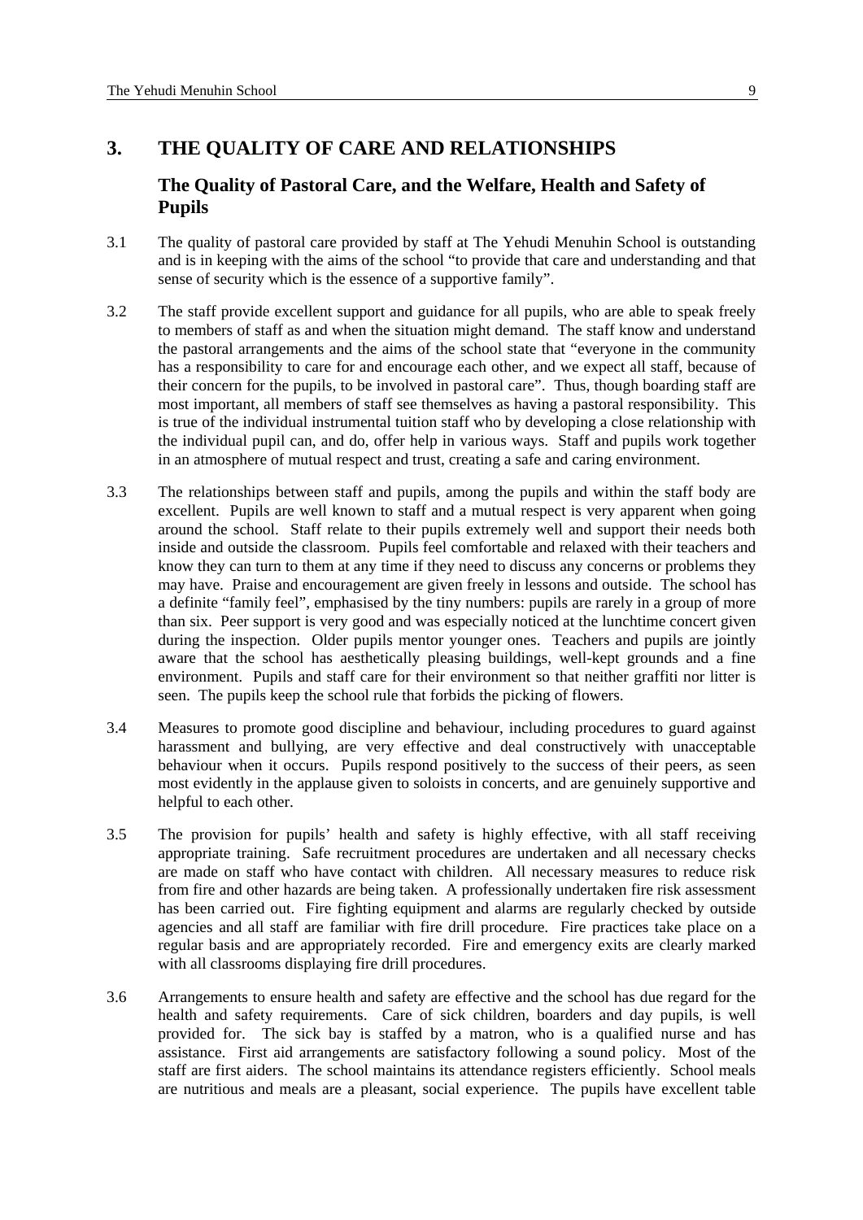## 3. THE QUALITY OF CARE AND RELATIONSHIPS

### The Quality of Pastoral Care, and the Welfare, Health and Safety of Pupils

3.1 The quality of pastoral care provided by staff at The Yehudi Menuhin School is outstanding and is in keeping with the aims of the school "to provide that care and understanding and that sense of security which is the essence of a supportive family".

3.2 The staff provide excellent support and guidance for all pupils, who are able to speak freely to members of staff as and when the situation might demand. The staff know and understand the pastoral arrangements and the aims of the school state that "everyone in the community has a responsibility to care for and encourage each other, and we expect all staff, because of their concern for the pupils, to be involved in pastoral care". Thus, though boarding staff are most important, all members of staff see themselves as having a pastoral responsibility. This is true of the individual instrumental tuition staff who by developing a close relationship with the individual pupil can, and do, offer help in various ways. Staff and pupils work together in an atmosphere of mutual respect and trust, creating a safe and caring environment.

3.3 The relationships between staff and pupils, among the pupils and within the staff body are excellent. Pupils are well known to staff and a mutual respect is very apparent when going around the school. Staff relate to their pupils extremely well and support their needs both inside and outside the classroom. Pupils feel comfortable and relaxed with their teachers and know they can turn to them at any time if they need to discuss any concerns or problems they may have. Praise and encouragement are given freely in lessons and outside. The school has a definite "family feel", emphasised by the tiny numbers: pupils are rarely in a group of more than six. Peer support is very good and was especially noticed at the lunchtime concert given during the inspection. Older pupils mentor younger ones. Teachers and pupils are jointly aware that the school has aesthetically pleasing buildings, well-kept grounds and a fine environment. Pupils and staff care for their environment so that neither graffiti nor litter is seen. The pupils keep the school rule that forbids the picking of flowers.

3.4 Measures to promote good discipline and behaviour, including procedures to guard against harassment and bullying, are very effective and deal constructively with unacceptable behaviour when it occurs. Pupils respond positively to the success of their peers, as seen most evidently in the applause given to soloists in concerts, and are genuinely supportive and helpful to each other.

3.5 The provision for pupils' health and safety is highly effective, with all staff receiving appropriate training. Safe recruitment procedures are undertaken and all necessary checks are made on staff who have contact with children. All necessary measures to reduce risk from fire and other hazards are being taken. A professionally undertaken fire risk assessment has been carried out. Fire fighting equipment and alarms are regularly checked by outside agencies and all staff are familiar with fire drill procedure. Fire practices take place on a regular basis and are appropriately recorded. Fire and emergency exits are clearly marked with all classrooms displaying fire drill procedures.

3.6 Arrangements to ensure health and safety are effective and the school has due regard for the health and safety requirements. Care of sick children, boarders and day pupils, is well provided for. The sick bay is staffed by a matron, who is a qualified nurse and has assistance. First aid arrangements are satisfactory following a sound policy. Most of the staff are first aiders. The school maintains its attendance registers efficiently. School meals are nutritious and meals are a pleasant, social experience. The pupils have excellent table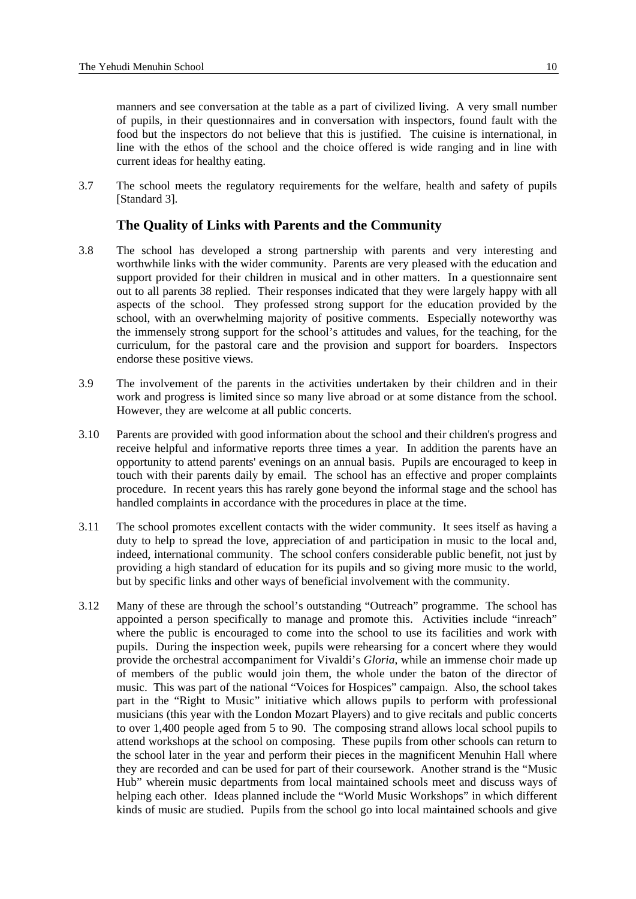manners and see conversation at the table as a part of civilized living. A very small number of pupils, in their questionnaires and in conversation with inspectors, found fault with the food but the inspectors do not believe that this is justified. The cuisine is international, in line with the ethos of the school and the choice offered is wide ranging and in line with current ideas for healthy eating.

3.7 The school meets the regulatory requirements for the welfare, health and safety of pupils [Standard 3].

### The Quality of Links with Parents and the Community

3.8 The school has developed a strong partnership with parents and very interesting and worthwhile links with the wider community. Parents are very pleased with the education and support provided for their children in musical and in other matters. In a questionnaire sent out to all parents 38 replied. Their responses indicated that they were largely happy with all aspects of the school. They professed strong support for the education provided by the school, with an overwhelming majority of positive comments. Especially noteworthy was the immensely strong support for the school's attitudes and values, for the teaching, for the curriculum, for the pastoral care and the provision and support for boarders. Inspectors endorse these positive views.

3.9 The involvement of the parents in the activities undertaken by their children and in their work and progress is limited since so many live abroad or at some distance from the school. However, they are welcome at all public concerts.

3.10 Parents are provided with good information about the school and their children's progress and receive helpful and informative reports three times a year. In addition the parents have an opportunity to attend parents' evenings on an annual basis. Pupils are encouraged to keep in touch with their parents daily by email. The school has an effective and proper complaints procedure. In recent years this has rarely gone beyond the informal stage and the school has handled complaints in accordance with the procedures in place at the time.

3.11 The school promotes excellent contacts with the wider community. It sees itself as having a duty to help to spread the love, appreciation of and participation in music to the local and, indeed, international community. The school confers considerable public benefit, not just by providing a high standard of education for its pupils and so giving more music to the world, but by specific links and other ways of beneficial involvement with the community.

3.12 Many of these are through the school's outstanding "Outreach" programme. The school has appointed a person specifically to manage and promote this. Activities include "inreach" where the public is encouraged to come into the school to use its facilities and work with pupils. During the inspection week, pupils were rehearsing for a concert where they would provide the orchestral accompaniment for Vivaldi's *Gloria*, while an immense choir made up of members of the public would join them, the whole under the baton of the director of music. This was part of the national "Voices for Hospices" campaign. Also, the school takes part in the "Right to Music" initiative which allows pupils to perform with professional musicians (this year with the London Mozart Players) and to give recitals and public concerts to over 1,400 people aged from 5 to 90. The composing strand allows local school pupils to attend workshops at the school on composing. These pupils from other schools can return to the school later in the year and perform their pieces in the magnificent Menuhin Hall where they are recorded and can be used for part of their coursework. Another strand is the "Music Hub" wherein music departments from local maintained schools meet and discuss ways of helping each other. Ideas planned include the "World Music Workshops" in which different kinds of music are studied. Pupils from the school go into local maintained schools and give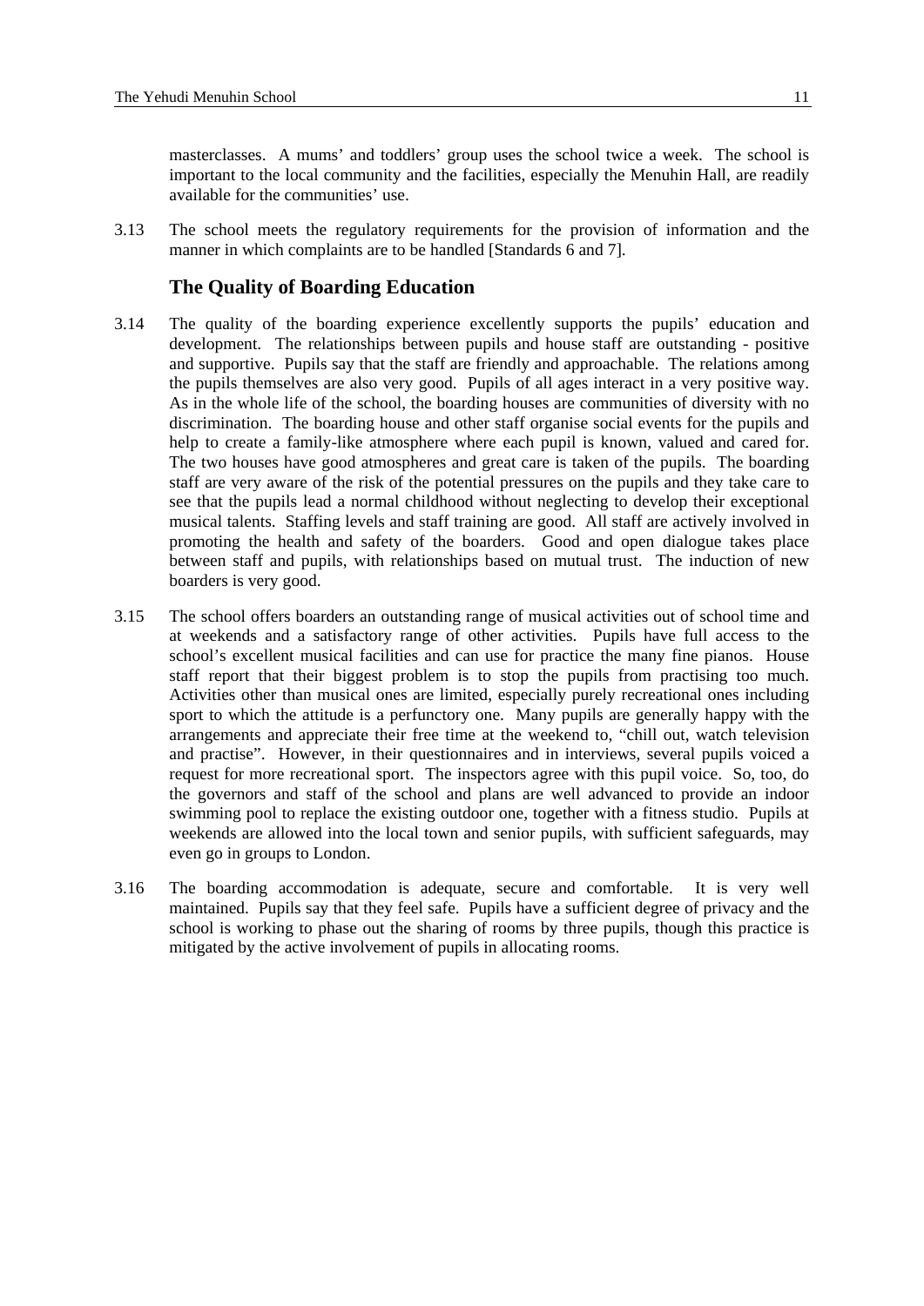masterclasses. A mums' and toddlers' group uses the school twice a week. The school is important to the local community and the facilities, especially the Menuhin Hall, are readily available for the communities' use.

3.13 The school meets the regulatory requirements for the provision of information and the manner in which complaints are to be handled [Standards 6 and 7].

### The Quality of Boarding Education

3.14 The quality of the boarding experience excellently supports the pupils' education and development. The relationships between pupils and house staff are outstanding - positive and supportive. Pupils say that the staff are friendly and approachable. The relations among the pupils themselves are also very good. Pupils of all ages interact in a very positive way. As in the whole life of the school, the boarding houses are communities of diversity with no discrimination. The boarding house and other staff organise social events for the pupils and help to create a family-like atmosphere where each pupil is known, valued and cared for. The two houses have good atmospheres and great care is taken of the pupils. The boarding staff are very aware of the risk of the potential pressures on the pupils and they take care to see that the pupils lead a normal childhood without neglecting to develop their exceptional musical talents. Staffing levels and staff training are good. All staff are actively involved in promoting the health and safety of the boarders. Good and open dialogue takes place between staff and pupils, with relationships based on mutual trust. The induction of new boarders is very good.

3.15 The school offers boarders an outstanding range of musical activities out of school time and at weekends and a satisfactory range of other activities. Pupils have full access to the school's excellent musical facilities and can use for practice the many fine pianos. House staff report that their biggest problem is to stop the pupils from practising too much. Activities other than musical ones are limited, especially purely recreational ones including sport to which the attitude is a perfunctory one. Many pupils are generally happy with the arrangements and appreciate their free time at the weekend to, "chill out, watch television and practise". However, in their questionnaires and in interviews, several pupils voiced a request for more recreational sport. The inspectors agree with this pupil voice. So, too, do the governors and staff of the school and plans are well advanced to provide an indoor swimming pool to replace the existing outdoor one, together with a fitness studio. Pupils at weekends are allowed into the local town and senior pupils, with sufficient safeguards, may even go in groups to London.

3.16 The boarding accommodation is adequate, secure and comfortable. It is very well maintained. Pupils say that they feel safe. Pupils have a sufficient degree of privacy and the school is working to phase out the sharing of rooms by three pupils, though this practice is mitigated by the active involvement of pupils in allocating rooms.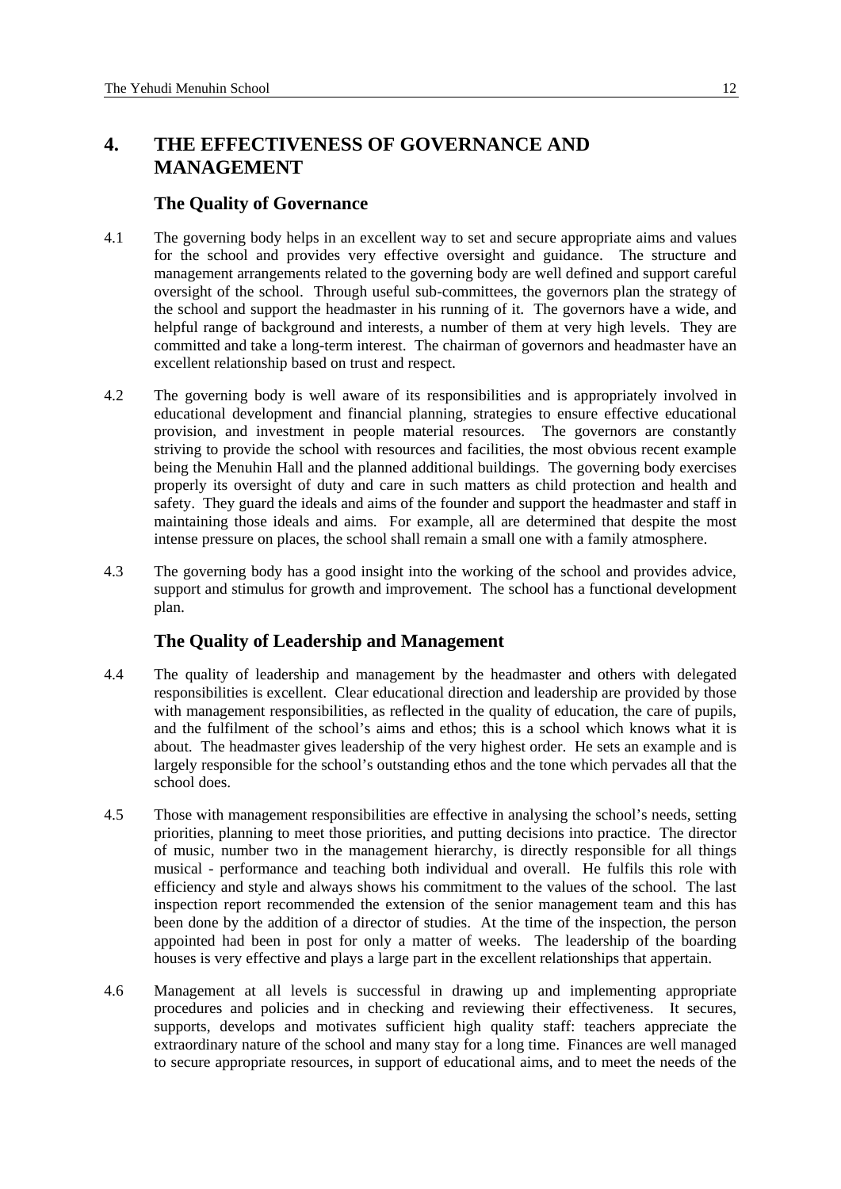## 4. THE EFFECTIVENESS OF GOVERNANCE AND MANAGEMENT

### The Quality of Governance

4.1 The governing body helps in an excellent way to set and secure appropriate aims and values for the school and provides very effective oversight and guidance. The structure and management arrangements related to the governing body are well defined and support careful oversight of the school. Through useful sub-committees, the governors plan the strategy of the school and support the headmaster in his running of it. The governors have a wide, and helpful range of background and interests, a number of them at very high levels. They are committed and take a long-term interest. The chairman of governors and headmaster have an excellent relationship based on trust and respect.

4.2 The governing body is well aware of its responsibilities and is appropriately involved in educational development and financial planning, strategies to ensure effective educational provision, and investment in people material resources. The governors are constantly striving to provide the school with resources and facilities, the most obvious recent example being the Menuhin Hall and the planned additional buildings. The governing body exercises properly its oversight of duty and care in such matters as child protection and health and safety. They guard the ideals and aims of the founder and support the headmaster and staff in maintaining those ideals and aims. For example, all are determined that despite the most intense pressure on places, the school shall remain a small one with a family atmosphere.

4.3 The governing body has a good insight into the working of the school and provides advice, support and stimulus for growth and improvement. The school has a functional development plan.

### The Quality of Leadership and Management

4.4 The quality of leadership and management by the headmaster and others with delegated responsibilities is excellent. Clear educational direction and leadership are provided by those with management responsibilities, as reflected in the quality of education, the care of pupils, and the fulfilment of the school's aims and ethos; this is a school which knows what it is about. The headmaster gives leadership of the very highest order. He sets an example and is largely responsible for the school's outstanding ethos and the tone which pervades all that the school does.

4.5 Those with management responsibilities are effective in analysing the school's needs, setting priorities, planning to meet those priorities, and putting decisions into practice. The director of music, number two in the management hierarchy, is directly responsible for all things musical - performance and teaching both individual and overall. He fulfils this role with efficiency and style and always shows his commitment to the values of the school. The last inspection report recommended the extension of the senior management team and this has been done by the addition of a director of studies. At the time of the inspection, the person appointed had been in post for only a matter of weeks. The leadership of the boarding houses is very effective and plays a large part in the excellent relationships that appertain.

4.6 Management at all levels is successful in drawing up and implementing appropriate procedures and policies and in checking and reviewing their effectiveness. It secures, supports, develops and motivates sufficient high quality staff: teachers appreciate the extraordinary nature of the school and many stay for a long time. Finances are well managed to secure appropriate resources, in support of educational aims, and to meet the needs of the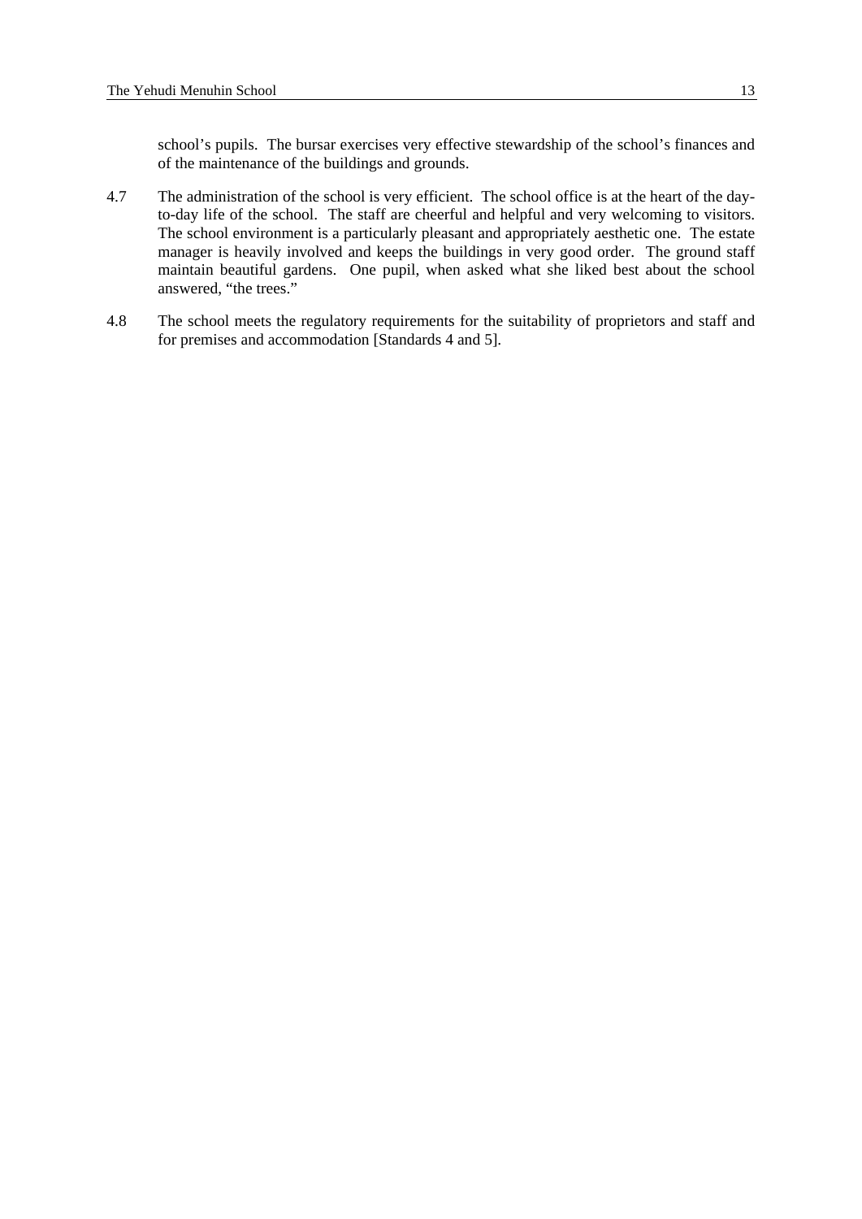school's pupils. The bursar exercises very effective stewardship of the school's finances and of the maintenance of the buildings and grounds.

4.7 The administration of the school is very efficient. The school office is at the heart of the day-to-day life of the school. The staff are cheerful and helpful and very welcoming to visitors. The school environment is a particularly pleasant and appropriately aesthetic one. The estate manager is heavily involved and keeps the buildings in very good order. The ground staff maintain beautiful gardens. One pupil, when asked what she liked best about the school answered, "the trees."

4.8 The school meets the regulatory requirements for the suitability of proprietors and staff and for premises and accommodation [Standards 4 and 5].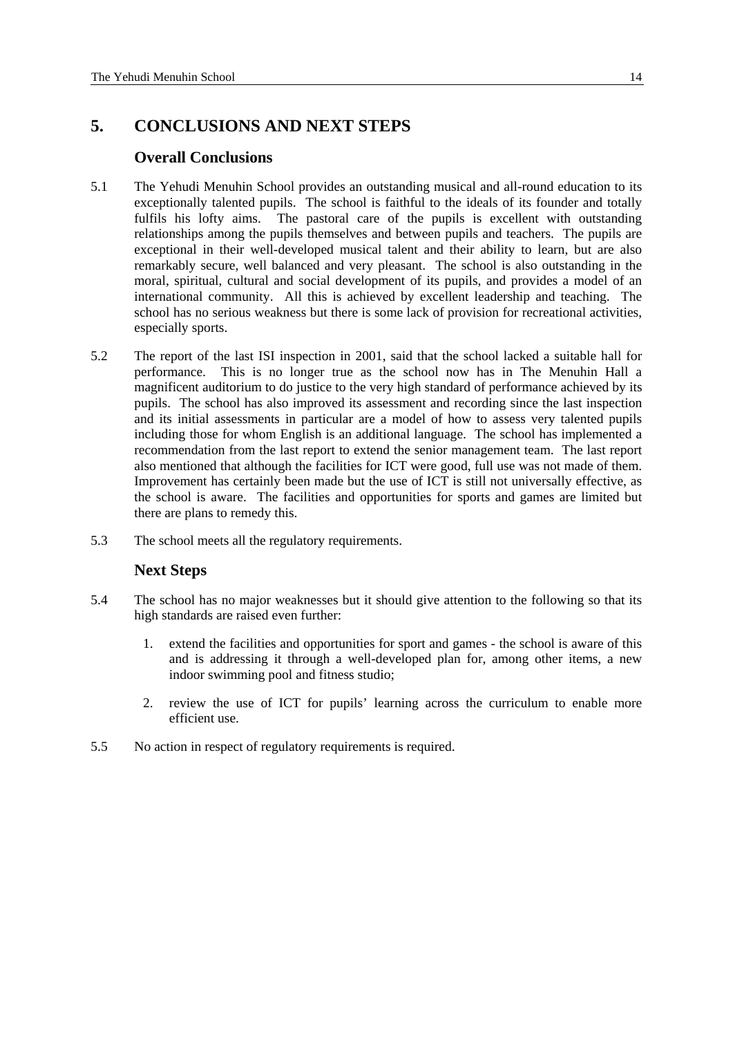## 5. CONCLUSIONS AND NEXT STEPS

### Overall Conclusions

5.1 The Yehudi Menuhin School provides an outstanding musical and all-round education to its exceptionally talented pupils. The school is faithful to the ideals of its founder and totally fulfils his lofty aims. The pastoral care of the pupils is excellent with outstanding relationships among the pupils themselves and between pupils and teachers. The pupils are exceptional in their well-developed musical talent and their ability to learn, but are also remarkably secure, well balanced and very pleasant. The school is also outstanding in the moral, spiritual, cultural and social development of its pupils, and provides a model of an international community. All this is achieved by excellent leadership and teaching. The school has no serious weakness but there is some lack of provision for recreational activities, especially sports.

5.2 The report of the last ISI inspection in 2001, said that the school lacked a suitable hall for performance. This is no longer true as the school now has in The Menuhin Hall a magnificent auditorium to do justice to the very high standard of performance achieved by its pupils. The school has also improved its assessment and recording since the last inspection and its initial assessments in particular are a model of how to assess very talented pupils including those for whom English is an additional language. The school has implemented a recommendation from the last report to extend the senior management team. The last report also mentioned that although the facilities for ICT were good, full use was not made of them. Improvement has certainly been made but the use of ICT is still not universally effective, as the school is aware. The facilities and opportunities for sports and games are limited but there are plans to remedy this.

5.3 The school meets all the regulatory requirements.

### Next Steps

5.4 The school has no major weaknesses but it should give attention to the following so that its high standards are raised even further:

1. extend the facilities and opportunities for sport and games - the school is aware of this and is addressing it through a well-developed plan for, among other items, a new indoor swimming pool and fitness studio;
2. review the use of ICT for pupils' learning across the curriculum to enable more efficient use.

5.5 No action in respect of regulatory requirements is required.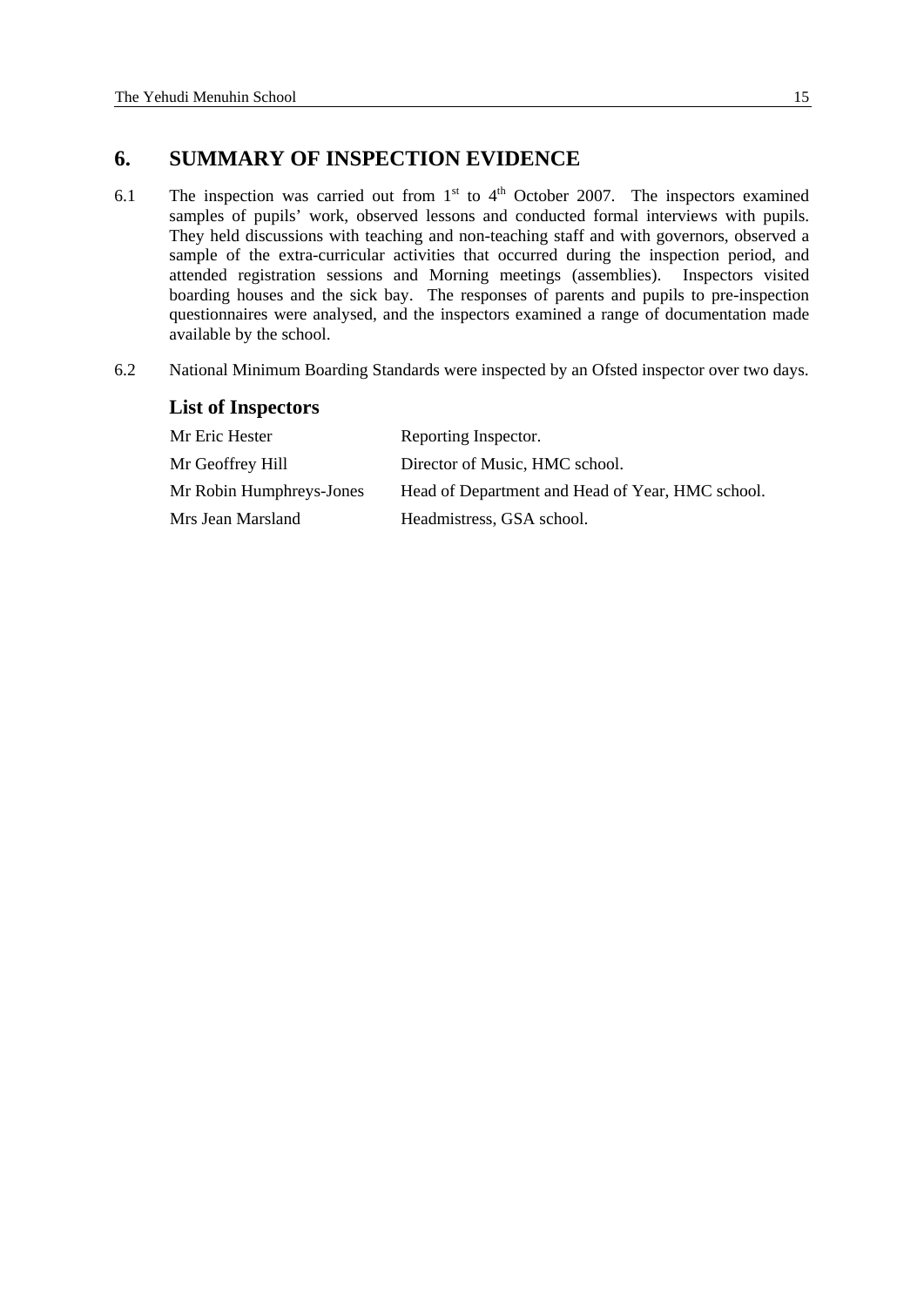## 6. SUMMARY OF INSPECTION EVIDENCE

6.1 The inspection was carried out from 1st to 4th October 2007. The inspectors examined samples of pupils' work, observed lessons and conducted formal interviews with pupils. They held discussions with teaching and non-teaching staff and with governors, observed a sample of the extra-curricular activities that occurred during the inspection period, and attended registration sessions and Morning meetings (assemblies). Inspectors visited boarding houses and the sick bay. The responses of parents and pupils to pre-inspection questionnaires were analysed, and the inspectors examined a range of documentation made available by the school.

6.2 National Minimum Boarding Standards were inspected by an Ofsted inspector over two days.

### List of Inspectors

| | |
|---|---|
| Mr Eric Hester | Reporting Inspector. |
| Mr Geoffrey Hill | Director of Music, HMC school. |
| Mr Robin Humphreys-Jones | Head of Department and Head of Year, HMC school. |
| Mrs Jean Marsland | Headmistress, GSA school. |